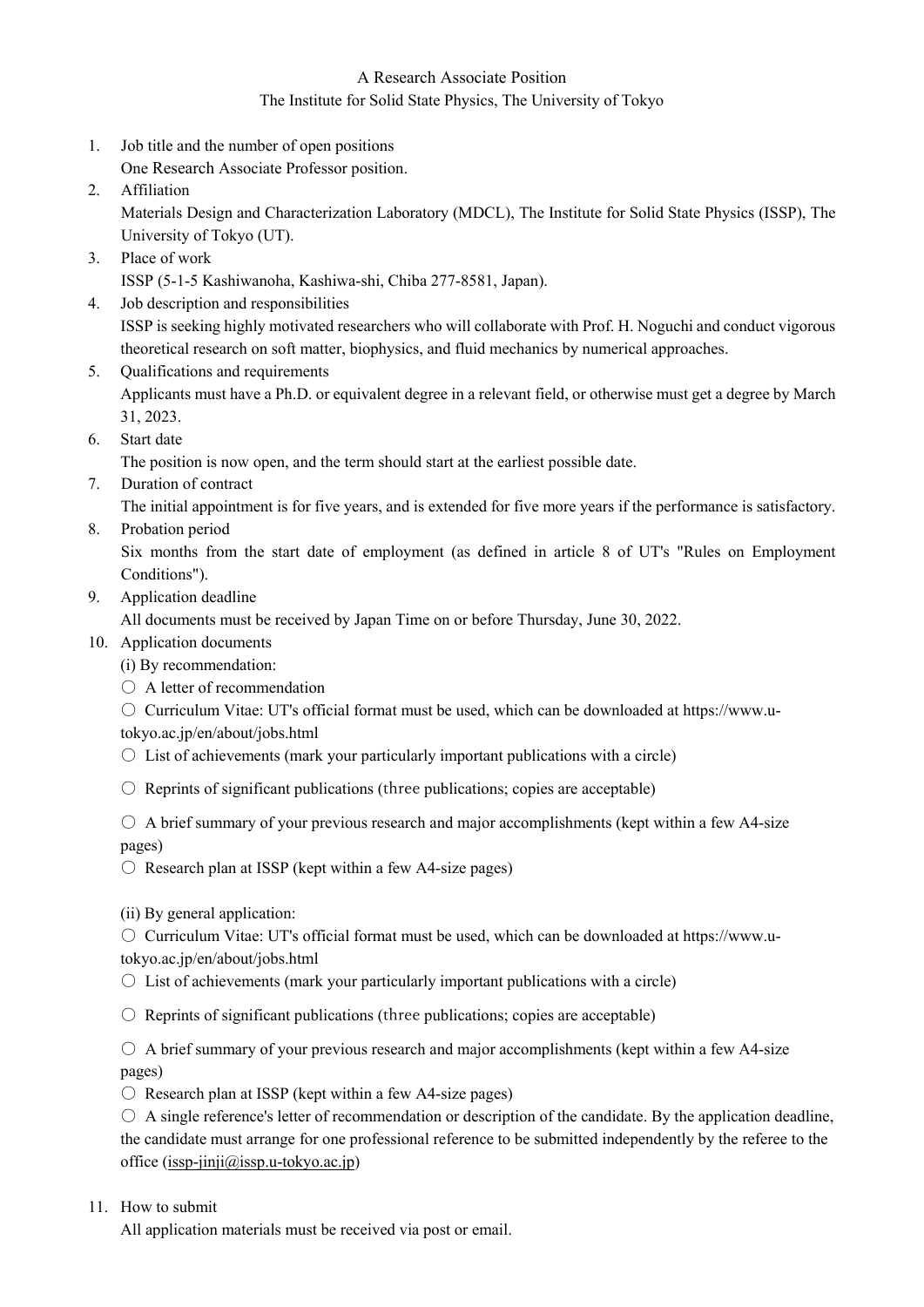# A Research Associate Position
## The Institute for Solid State Physics, The University of Tokyo

1. Job title and the number of open positions
   One Research Associate Professor position.
2. Affiliation
   Materials Design and Characterization Laboratory (MDCL), The Institute for Solid State Physics (ISSP), The University of Tokyo (UT).
3. Place of work
   ISSP (5-1-5 Kashiwanoha, Kashiwa-shi, Chiba 277-8581, Japan).
4. Job description and responsibilities
   ISSP is seeking highly motivated researchers who will collaborate with Prof. H. Noguchi and conduct vigorous theoretical research on soft matter, biophysics, and fluid mechanics by numerical approaches.
5. Qualifications and requirements
   Applicants must have a Ph.D. or equivalent degree in a relevant field, or otherwise must get a degree by March 31, 2023.
6. Start date
   The position is now open, and the term should start at the earliest possible date.
7. Duration of contract
   The initial appointment is for five years, and is extended for five more years if the performance is satisfactory.
8. Probation period
   Six months from the start date of employment (as defined in article 8 of UT's "Rules on Employment Conditions").
9. Application deadline
   All documents must be received by Japan Time on or before Thursday, June 30, 2022.
10. Application documents

    (i) By recommendation:

    ○ A letter of recommendation

    ○ Curriculum Vitae: UT's official format must be used, which can be downloaded at https://www.u-tokyo.ac.jp/en/about/jobs.html

    ○ List of achievements (mark your particularly important publications with a circle)

    ○ Reprints of significant publications (three publications; copies are acceptable)

    ○ A brief summary of your previous research and major accomplishments (kept within a few A4-size pages)

    ○ Research plan at ISSP (kept within a few A4-size pages)

    (ii) By general application:

    ○ Curriculum Vitae: UT's official format must be used, which can be downloaded at https://www.u-tokyo.ac.jp/en/about/jobs.html

    ○ List of achievements (mark your particularly important publications with a circle)

    ○ Reprints of significant publications (three publications; copies are acceptable)

    ○ A brief summary of your previous research and major accomplishments (kept within a few A4-size pages)

    ○ Research plan at ISSP (kept within a few A4-size pages)

    ○ A single reference's letter of recommendation or description of the candidate. By the application deadline, the candidate must arrange for one professional reference to be submitted independently by the referee to the office (issp-jinji@issp.u-tokyo.ac.jp)

11. How to submit
    All application materials must be received via post or email.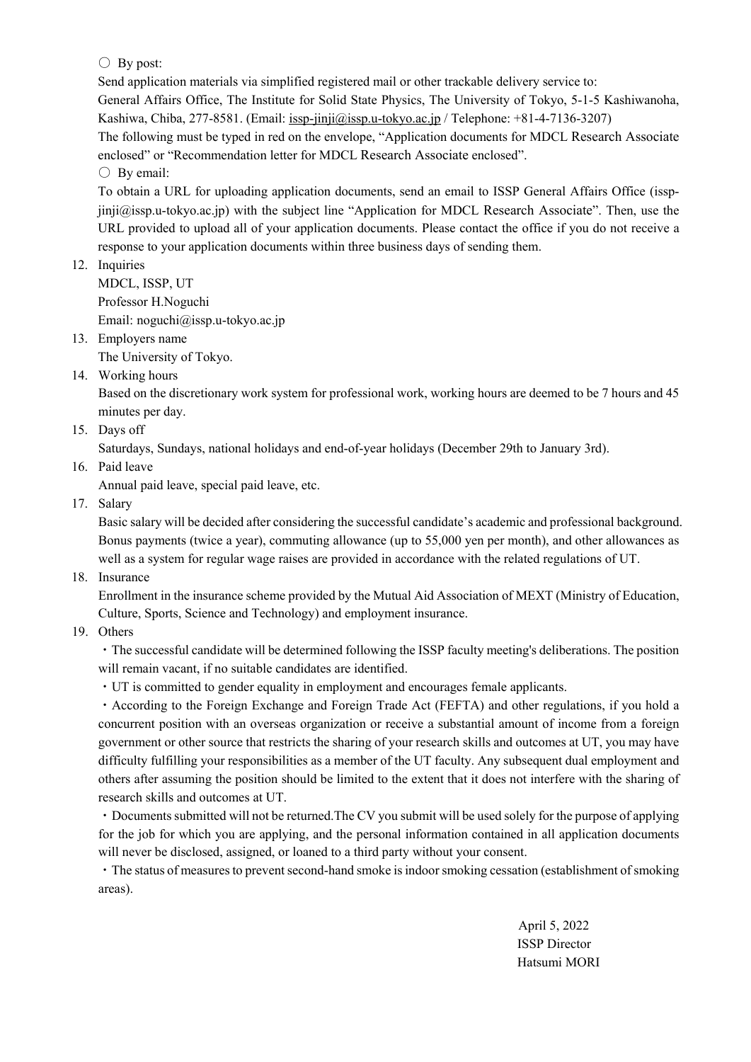○ By post:

Send application materials via simplified registered mail or other trackable delivery service to:

General Affairs Office, The Institute for Solid State Physics, The University of Tokyo, 5-1-5 Kashiwanoha, Kashiwa, Chiba, 277-8581. (Email: issp-jinji@issp.u-tokyo.ac.jp / Telephone: +81-4-7136-3207)

The following must be typed in red on the envelope, "Application documents for MDCL Research Associate enclosed" or "Recommendation letter for MDCL Research Associate enclosed".

○ By email:

To obtain a URL for uploading application documents, send an email to ISSP General Affairs Office (issp-jinji@issp.u-tokyo.ac.jp) with the subject line "Application for MDCL Research Associate". Then, use the URL provided to upload all of your application documents. Please contact the office if you do not receive a response to your application documents within three business days of sending them.

12. Inquiries

    MDCL, ISSP, UT

    Professor H.Noguchi

    Email: noguchi@issp.u-tokyo.ac.jp

13. Employers name

    The University of Tokyo.

14. Working hours

    Based on the discretionary work system for professional work, working hours are deemed to be 7 hours and 45 minutes per day.

15. Days off

    Saturdays, Sundays, national holidays and end-of-year holidays (December 29th to January 3rd).

16. Paid leave

    Annual paid leave, special paid leave, etc.

17. Salary

    Basic salary will be decided after considering the successful candidate's academic and professional background. Bonus payments (twice a year), commuting allowance (up to 55,000 yen per month), and other allowances as well as a system for regular wage raises are provided in accordance with the related regulations of UT.

18. Insurance

    Enrollment in the insurance scheme provided by the Mutual Aid Association of MEXT (Ministry of Education, Culture, Sports, Science and Technology) and employment insurance.

19. Others

    ・The successful candidate will be determined following the ISSP faculty meeting's deliberations. The position will remain vacant, if no suitable candidates are identified.

    ・UT is committed to gender equality in employment and encourages female applicants.

    ・According to the Foreign Exchange and Foreign Trade Act (FEFTA) and other regulations, if you hold a concurrent position with an overseas organization or receive a substantial amount of income from a foreign government or other source that restricts the sharing of your research skills and outcomes at UT, you may have difficulty fulfilling your responsibilities as a member of the UT faculty. Any subsequent dual employment and others after assuming the position should be limited to the extent that it does not interfere with the sharing of research skills and outcomes at UT.

    ・Documents submitted will not be returned.The CV you submit will be used solely for the purpose of applying for the job for which you are applying, and the personal information contained in all application documents will never be disclosed, assigned, or loaned to a third party without your consent.

    ・The status of measures to prevent second-hand smoke is indoor smoking cessation (establishment of smoking areas).

April 5, 2022

ISSP Director

Hatsumi MORI